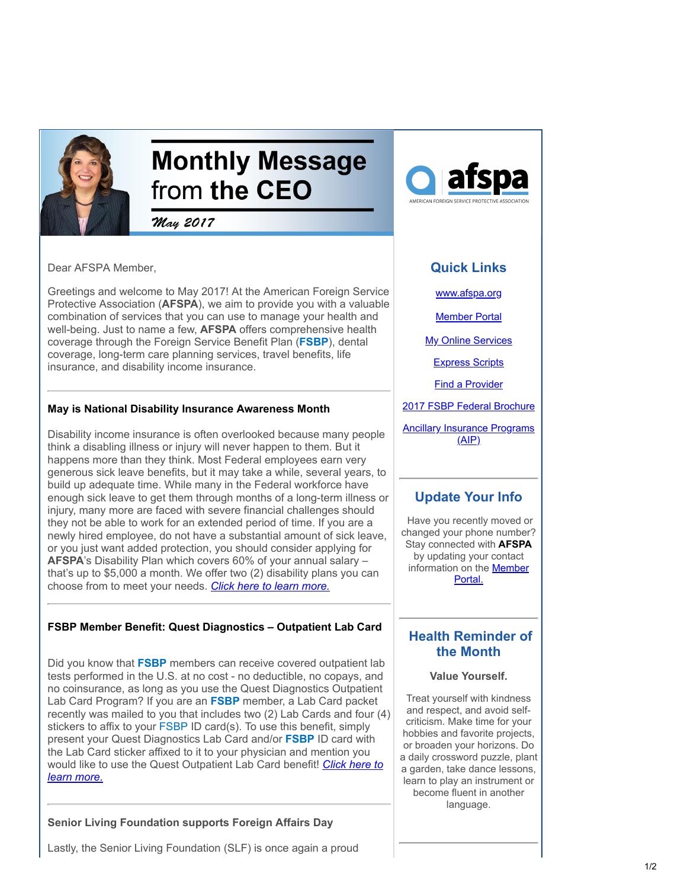# Monthly Message from the CEO

*May 2017*

afspa
AMERICAN FOREIGN SERVICE PROTECTIVE ASSOCIATION

Dear AFSPA Member,

Greetings and welcome to May 2017! At the American Foreign Service Protective Association (**AFSPA**), we aim to provide you with a valuable combination of services that you can use to manage your health and well-being. Just to name a few, **AFSPA** offers comprehensive health coverage through the Foreign Service Benefit Plan (**FSBP**), dental coverage, long-term care planning services, travel benefits, life insurance, and disability income insurance.

---

**May is National Disability Insurance Awareness Month**

Disability income insurance is often overlooked because many people think a disabling illness or injury will never happen to them. But it happens more than they think. Most Federal employees earn very generous sick leave benefits, but it may take a while, several years, to build up adequate time. While many in the Federal workforce have enough sick leave to get them through months of a long-term illness or injury, many more are faced with severe financial challenges should they not be able to work for an extended period of time. If you are a newly hired employee, do not have a substantial amount of sick leave, or you just want added protection, you should consider applying for **AFSPA**'s Disability Plan which covers 60% of your annual salary – that's up to $5,000 a month. We offer two (2) disability plans you can choose from to meet your needs. *Click here to learn more.*

---

**FSBP Member Benefit: Quest Diagnostics – Outpatient Lab Card**

Did you know that **FSBP** members can receive covered outpatient lab tests performed in the U.S. at no cost - no deductible, no copays, and no coinsurance, as long as you use the Quest Diagnostics Outpatient Lab Card Program? If you are an **FSBP** member, a Lab Card packet recently was mailed to you that includes two (2) Lab Cards and four (4) stickers to affix to your FSBP ID card(s). To use this benefit, simply present your Quest Diagnostics Lab Card and/or **FSBP** ID card with the Lab Card sticker affixed to it to your physician and mention you would like to use the Quest Outpatient Lab Card benefit! *Click here to learn more.*

---

**Senior Living Foundation supports Foreign Affairs Day**

Lastly, the Senior Living Foundation (SLF) is once again a proud

## Quick Links

- www.afspa.org
- Member Portal
- My Online Services
- Express Scripts
- Find a Provider
- 2017 FSBP Federal Brochure
- Ancillary Insurance Programs (AIP)

---

## Update Your Info

Have you recently moved or changed your phone number? Stay connected with **AFSPA** by updating your contact information on the Member Portal.

---

## Health Reminder of the Month

**Value Yourself.**

Treat yourself with kindness and respect, and avoid self-criticism. Make time for your hobbies and favorite projects, or broaden your horizons. Do a daily crossword puzzle, plant a garden, take dance lessons, learn to play an instrument or become fluent in another language.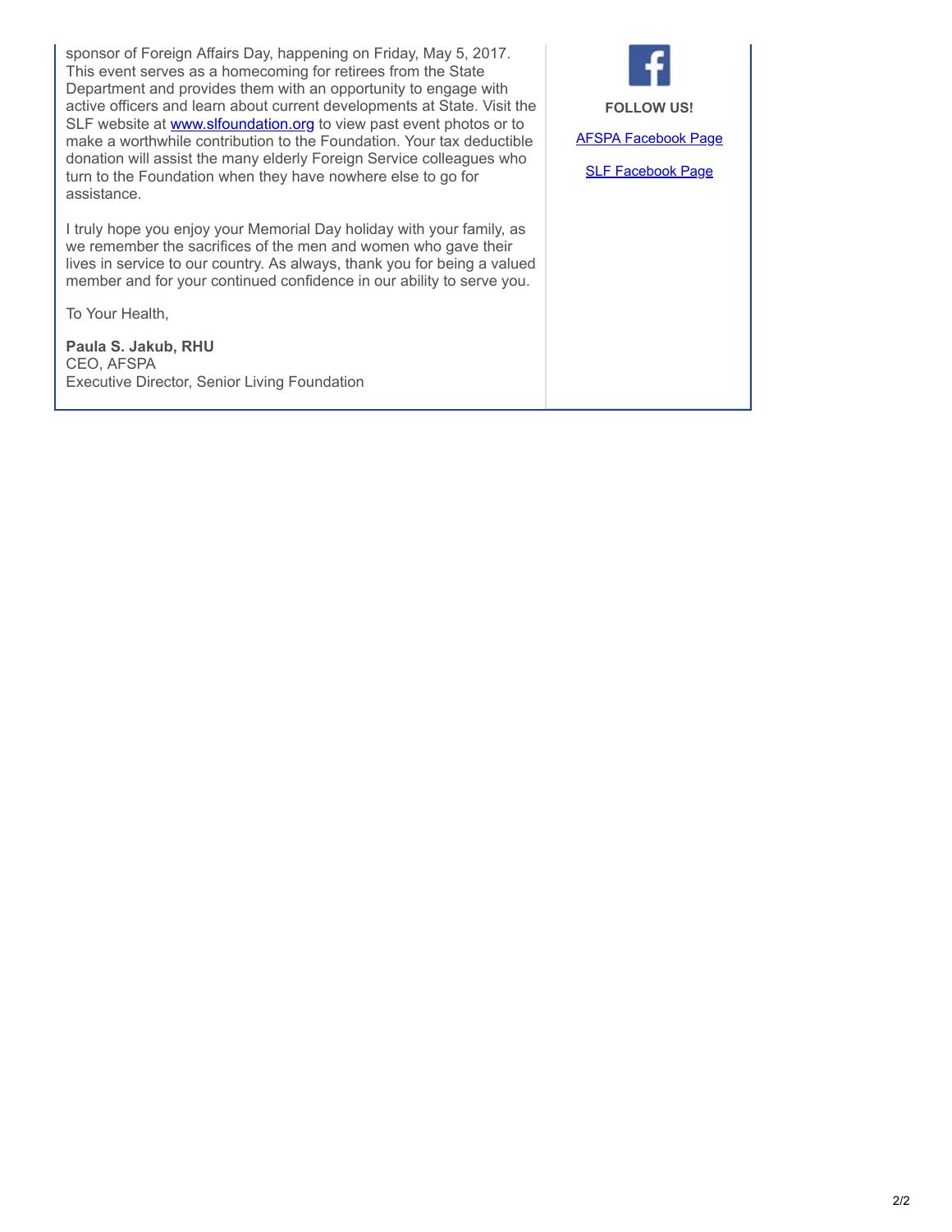sponsor of Foreign Affairs Day, happening on Friday, May 5, 2017. This event serves as a homecoming for retirees from the State Department and provides them with an opportunity to engage with active officers and learn about current developments at State. Visit the SLF website at www.slfoundation.org to view past event photos or to make a worthwhile contribution to the Foundation. Your tax deductible donation will assist the many elderly Foreign Service colleagues who turn to the Foundation when they have nowhere else to go for assistance.

I truly hope you enjoy your Memorial Day holiday with your family, as we remember the sacrifices of the men and women who gave their lives in service to our country. As always, thank you for being a valued member and for your continued confidence in our ability to serve you.

To Your Health,

**Paula S. Jakub, RHU**
CEO, AFSPA
Executive Director, Senior Living Foundation

**FOLLOW US!**

AFSPA Facebook Page

SLF Facebook Page